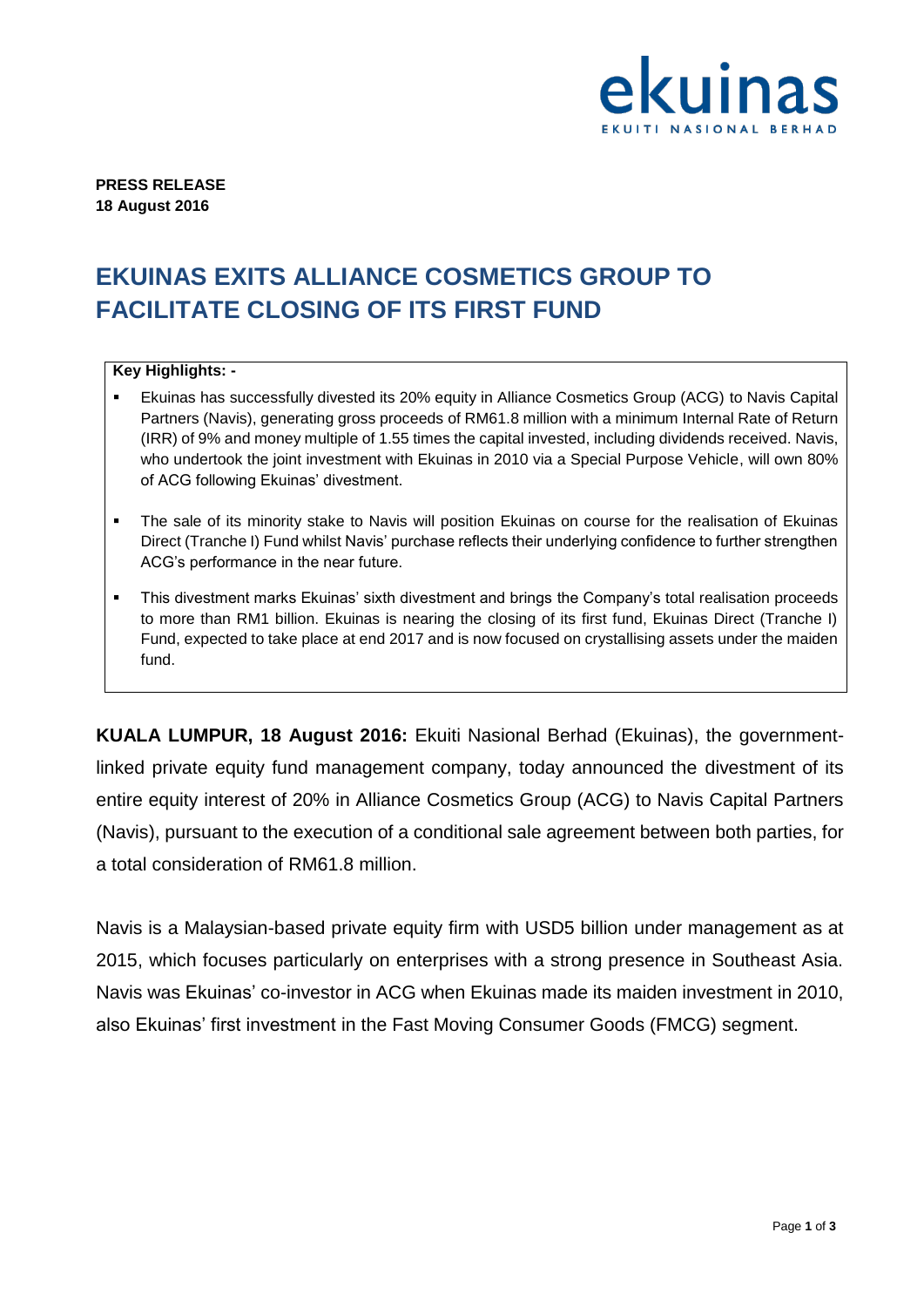**PRESS RELEASE**
**18 August 2016**

# EKUINAS EXITS ALLIANCE COSMETICS GROUP TO FACILITATE CLOSING OF ITS FIRST FUND

**Key Highlights: -**

- Ekuinas has successfully divested its 20% equity in Alliance Cosmetics Group (ACG) to Navis Capital Partners (Navis), generating gross proceeds of RM61.8 million with a minimum Internal Rate of Return (IRR) of 9% and money multiple of 1.55 times the capital invested, including dividends received. Navis, who undertook the joint investment with Ekuinas in 2010 via a Special Purpose Vehicle, will own 80% of ACG following Ekuinas' divestment.

- The sale of its minority stake to Navis will position Ekuinas on course for the realisation of Ekuinas Direct (Tranche I) Fund whilst Navis' purchase reflects their underlying confidence to further strengthen ACG's performance in the near future.

- This divestment marks Ekuinas' sixth divestment and brings the Company's total realisation proceeds to more than RM1 billion. Ekuinas is nearing the closing of its first fund, Ekuinas Direct (Tranche I) Fund, expected to take place at end 2017 and is now focused on crystallising assets under the maiden fund.

**KUALA LUMPUR, 18 August 2016:** Ekuiti Nasional Berhad (Ekuinas), the government-linked private equity fund management company, today announced the divestment of its entire equity interest of 20% in Alliance Cosmetics Group (ACG) to Navis Capital Partners (Navis), pursuant to the execution of a conditional sale agreement between both parties, for a total consideration of RM61.8 million.

Navis is a Malaysian-based private equity firm with USD5 billion under management as at 2015, which focuses particularly on enterprises with a strong presence in Southeast Asia. Navis was Ekuinas' co-investor in ACG when Ekuinas made its maiden investment in 2010, also Ekuinas' first investment in the Fast Moving Consumer Goods (FMCG) segment.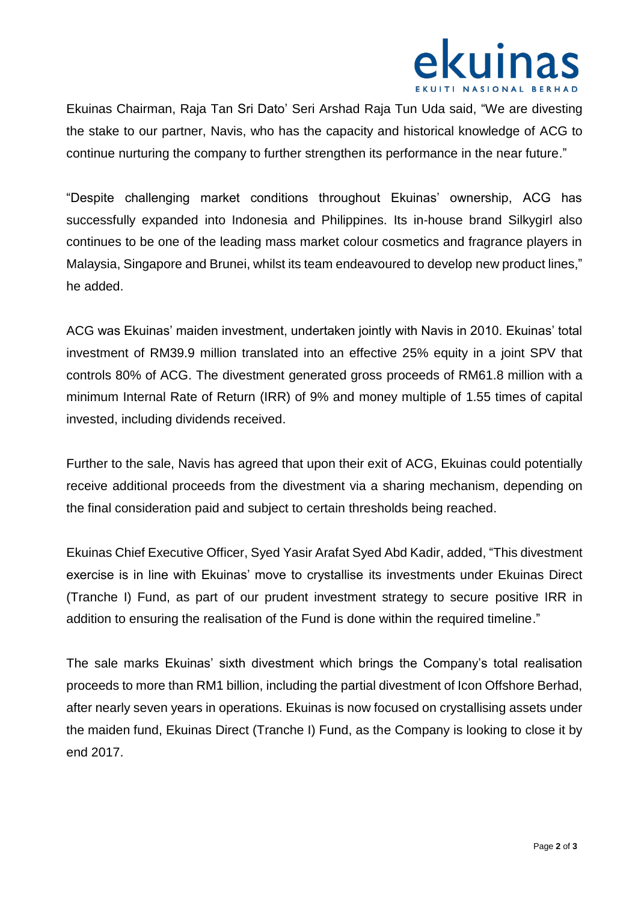Ekuinas Chairman, Raja Tan Sri Dato' Seri Arshad Raja Tun Uda said, "We are divesting the stake to our partner, Navis, who has the capacity and historical knowledge of ACG to continue nurturing the company to further strengthen its performance in the near future."

"Despite challenging market conditions throughout Ekuinas' ownership, ACG has successfully expanded into Indonesia and Philippines. Its in-house brand Silkygirl also continues to be one of the leading mass market colour cosmetics and fragrance players in Malaysia, Singapore and Brunei, whilst its team endeavoured to develop new product lines," he added.

ACG was Ekuinas' maiden investment, undertaken jointly with Navis in 2010. Ekuinas' total investment of RM39.9 million translated into an effective 25% equity in a joint SPV that controls 80% of ACG. The divestment generated gross proceeds of RM61.8 million with a minimum Internal Rate of Return (IRR) of 9% and money multiple of 1.55 times of capital invested, including dividends received.

Further to the sale, Navis has agreed that upon their exit of ACG, Ekuinas could potentially receive additional proceeds from the divestment via a sharing mechanism, depending on the final consideration paid and subject to certain thresholds being reached.

Ekuinas Chief Executive Officer, Syed Yasir Arafat Syed Abd Kadir, added, "This divestment exercise is in line with Ekuinas' move to crystallise its investments under Ekuinas Direct (Tranche I) Fund, as part of our prudent investment strategy to secure positive IRR in addition to ensuring the realisation of the Fund is done within the required timeline."

The sale marks Ekuinas' sixth divestment which brings the Company's total realisation proceeds to more than RM1 billion, including the partial divestment of Icon Offshore Berhad, after nearly seven years in operations. Ekuinas is now focused on crystallising assets under the maiden fund, Ekuinas Direct (Tranche I) Fund, as the Company is looking to close it by end 2017.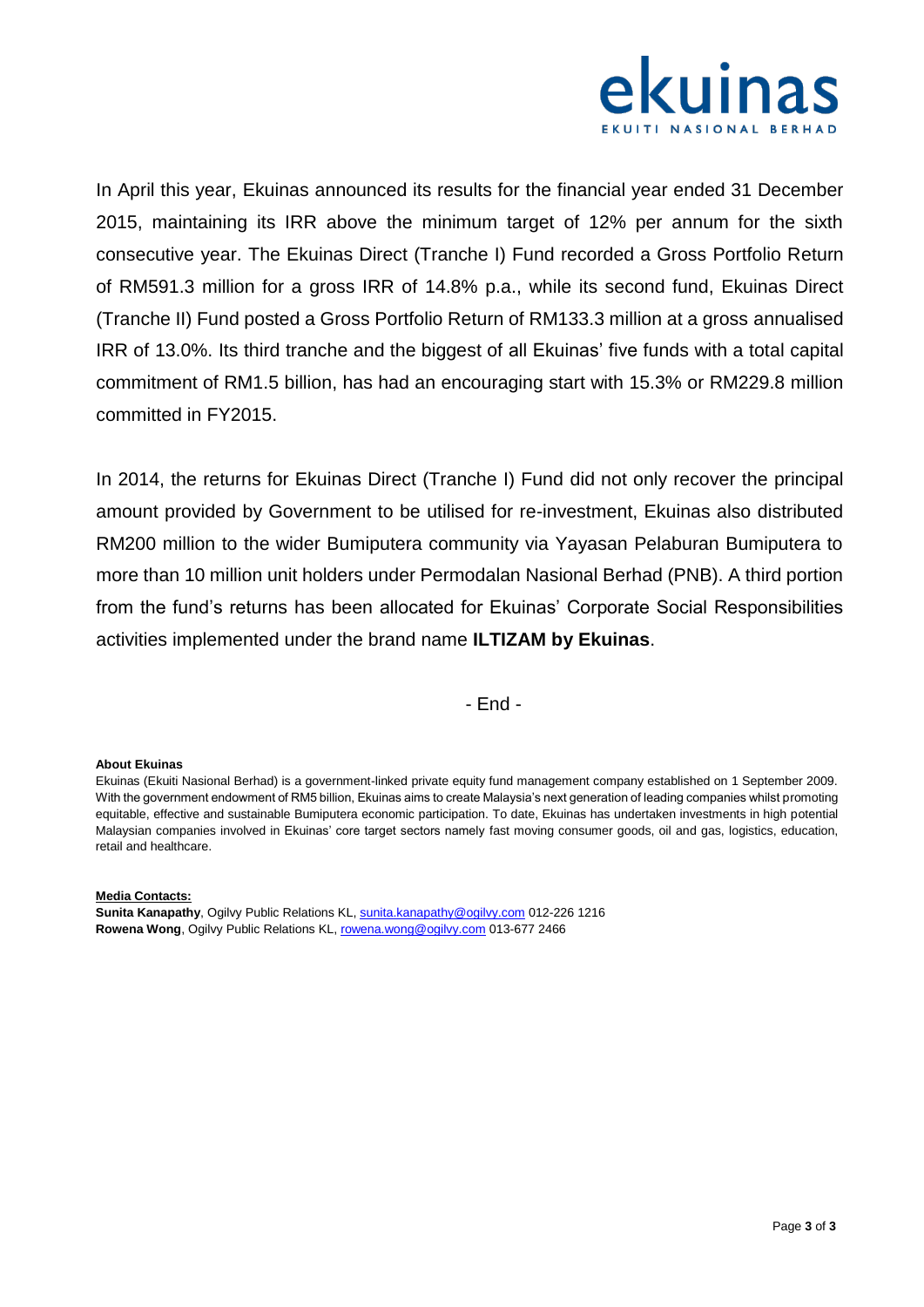In April this year, Ekuinas announced its results for the financial year ended 31 December 2015, maintaining its IRR above the minimum target of 12% per annum for the sixth consecutive year. The Ekuinas Direct (Tranche I) Fund recorded a Gross Portfolio Return of RM591.3 million for a gross IRR of 14.8% p.a., while its second fund, Ekuinas Direct (Tranche II) Fund posted a Gross Portfolio Return of RM133.3 million at a gross annualised IRR of 13.0%. Its third tranche and the biggest of all Ekuinas' five funds with a total capital commitment of RM1.5 billion, has had an encouraging start with 15.3% or RM229.8 million committed in FY2015.

In 2014, the returns for Ekuinas Direct (Tranche I) Fund did not only recover the principal amount provided by Government to be utilised for re-investment, Ekuinas also distributed RM200 million to the wider Bumiputera community via Yayasan Pelaburan Bumiputera to more than 10 million unit holders under Permodalan Nasional Berhad (PNB). A third portion from the fund's returns has been allocated for Ekuinas' Corporate Social Responsibilities activities implemented under the brand name **ILTIZAM by Ekuinas**.

- End -

**About Ekuinas**

Ekuinas (Ekuiti Nasional Berhad) is a government-linked private equity fund management company established on 1 September 2009. With the government endowment of RM5 billion, Ekuinas aims to create Malaysia's next generation of leading companies whilst promoting equitable, effective and sustainable Bumiputera economic participation. To date, Ekuinas has undertaken investments in high potential Malaysian companies involved in Ekuinas' core target sectors namely fast moving consumer goods, oil and gas, logistics, education, retail and healthcare.

**Media Contacts:**

**Sunita Kanapathy**, Ogilvy Public Relations KL, sunita.kanapathy@ogilvy.com 012-226 1216
**Rowena Wong**, Ogilvy Public Relations KL, rowena.wong@ogilvy.com 013-677 2466